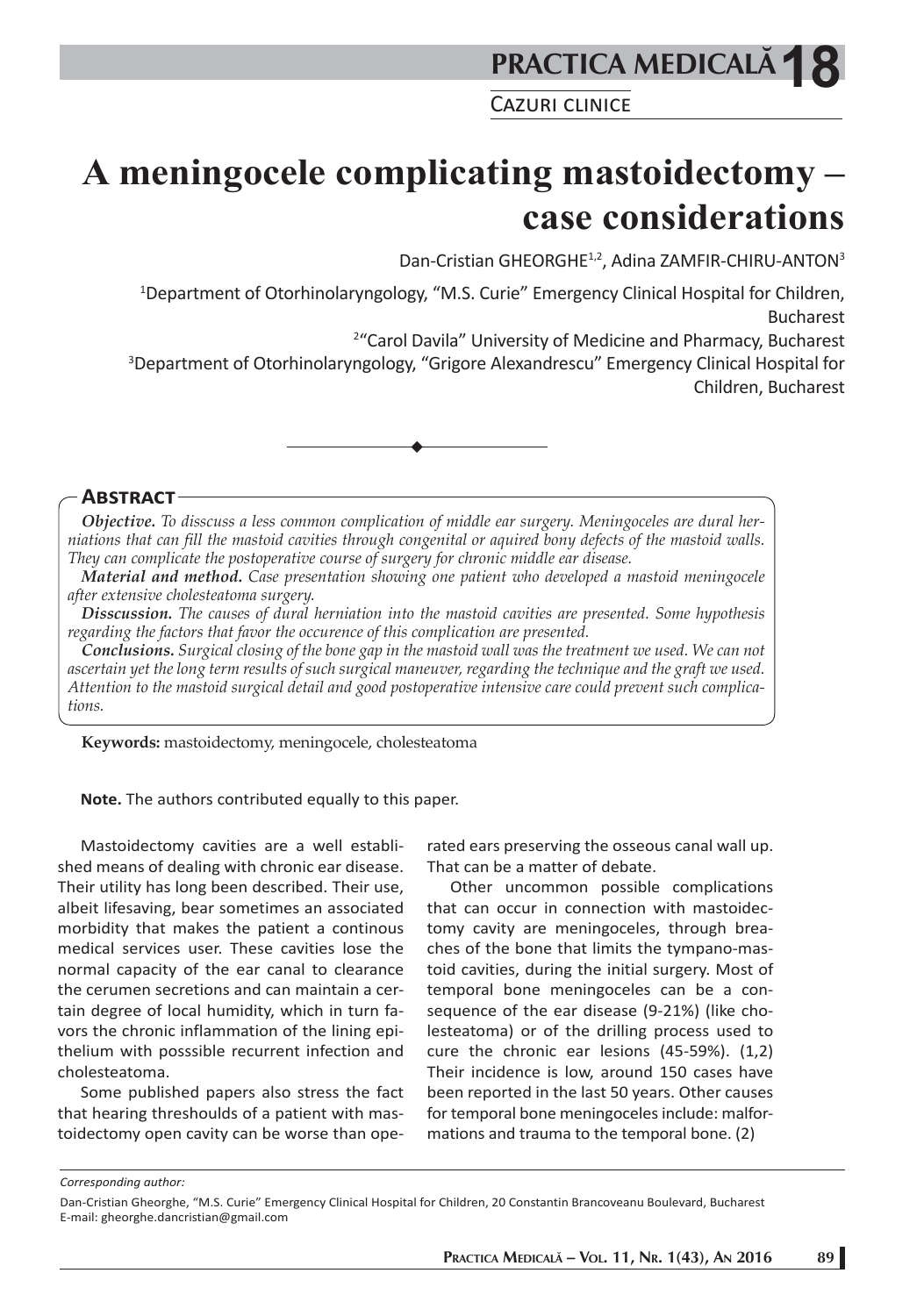# A meningocele complicating mastoidectomy – case considerations

Dan-Cristian GHEORGHE[1,2], Adina ZAMFIR-CHIRU-ANTON[3]

[1]Department of Otorhinolaryngology, "M.S. Curie" Emergency Clinical Hospital for Children, Bucharest

[2]"Carol Davila" University of Medicine and Pharmacy, Bucharest

[3]Department of Otorhinolaryngology, "Grigore Alexandrescu" Emergency Clinical Hospital for Children, Bucharest

## Abstract

***Objective.*** *To disscuss a less common complication of middle ear surgery. Meningoceles are dural herniations that can fill the mastoid cavities through congenital or aquired bony defects of the mastoid walls. They can complicate the postoperative course of surgery for chronic middle ear disease.*

***Material and method.*** *Case presentation showing one patient who developed a mastoid meningocele after extensive cholesteatoma surgery.*

***Disscussion.*** *The causes of dural herniation into the mastoid cavities are presented. Some hypothesis regarding the factors that favor the occurence of this complication are presented.*

***Conclusions.*** *Surgical closing of the bone gap in the mastoid wall was the treatment we used. We can not ascertain yet the long term results of such surgical maneuver, regarding the technique and the graft we used. Attention to the mastoid surgical detail and good postoperative intensive care could prevent such complications.*

**Keywords:** mastoidectomy, meningocele, cholesteatoma

**Note.** The authors contributed equally to this paper.

Mastoidectomy cavities are a well established means of dealing with chronic ear disease. Their utility has long been described. Their use, albeit lifesaving, bear sometimes an associated morbidity that makes the patient a continous medical services user. These cavities lose the normal capacity of the ear canal to clearance the cerumen secretions and can maintain a certain degree of local humidity, which in turn favors the chronic inflammation of the lining epithelium with posssible recurrent infection and cholesteatoma.

Some published papers also stress the fact that hearing threshoulds of a patient with mastoidectomy open cavity can be worse than operated ears preserving the osseous canal wall up. That can be a matter of debate.

Other uncommon possible complications that can occur in connection with mastoidectomy cavity are meningoceles, through breaches of the bone that limits the tympano-mastoid cavities, during the initial surgery. Most of temporal bone meningoceles can be a consequence of the ear disease (9-21%) (like cholesteatoma) or of the drilling process used to cure the chronic ear lesions (45-59%). (1,2) Their incidence is low, around 150 cases have been reported in the last 50 years. Other causes for temporal bone meningoceles include: malformations and trauma to the temporal bone. (2)

*Corresponding author:*

Dan-Cristian Gheorghe, "M.S. Curie" Emergency Clinical Hospital for Children, 20 Constantin Brancoveanu Boulevard, Bucharest
E-mail: gheorghe.dancristian@gmail.com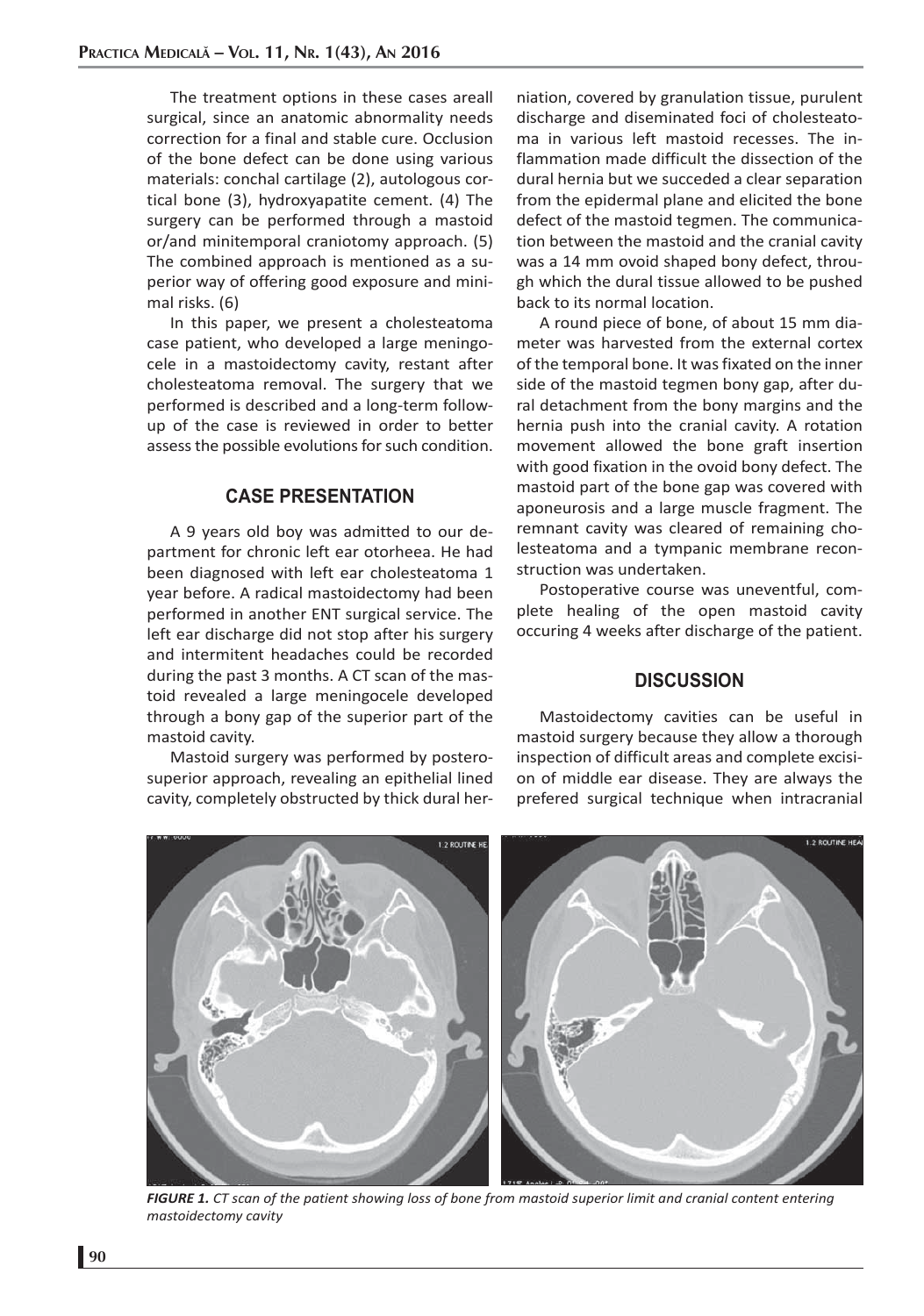The treatment options in these cases areall surgical, since an anatomic abnormality needs correction for a final and stable cure. Occlusion of the bone defect can be done using various materials: conchal cartilage (2), autologous cortical bone (3), hydroxyapatite cement. (4) The surgery can be performed through a mastoid or/and minitemporal craniotomy approach. (5) The combined approach is mentioned as a superior way of offering good exposure and minimal risks. (6)

In this paper, we present a cholesteatoma case patient, who developed a large meningocele in a mastoidectomy cavity, restant after cholesteatoma removal. The surgery that we performed is described and a long-term follow-up of the case is reviewed in order to better assess the possible evolutions for such condition.

## CASE PRESENTATION

A 9 years old boy was admitted to our department for chronic left ear otorheea. He had been diagnosed with left ear cholesteatoma 1 year before. A radical mastoidectomy had been performed in another ENT surgical service. The left ear discharge did not stop after his surgery and intermitent headaches could be recorded during the past 3 months. A CT scan of the mastoid revealed a large meningocele developed through a bony gap of the superior part of the mastoid cavity.

Mastoid surgery was performed by posterosuperior approach, revealing an epithelial lined cavity, completely obstructed by thick dural herniation, covered by granulation tissue, purulent discharge and diseminated foci of cholesteatoma in various left mastoid recesses. The inflammation made difficult the dissection of the dural hernia but we succeded a clear separation from the epidermal plane and elicited the bone defect of the mastoid tegmen. The communication between the mastoid and the cranial cavity was a 14 mm ovoid shaped bony defect, through which the dural tissue allowed to be pushed back to its normal location.

A round piece of bone, of about 15 mm diameter was harvested from the external cortex of the temporal bone. It was fixated on the inner side of the mastoid tegmen bony gap, after dural detachment from the bony margins and the hernia push into the cranial cavity. A rotation movement allowed the bone graft insertion with good fixation in the ovoid bony defect. The mastoid part of the bone gap was covered with aponeurosis and a large muscle fragment. The remnant cavity was cleared of remaining cholesteatoma and a tympanic membrane reconstruction was undertaken.

Postoperative course was uneventful, complete healing of the open mastoid cavity occuring 4 weeks after discharge of the patient.

## DISCUSSION

Mastoidectomy cavities can be useful in mastoid surgery because they allow a thorough inspection of difficult areas and complete excision of middle ear disease. They are always the prefered surgical technique when intracranial

***FIGURE 1.*** *CT scan of the patient showing loss of bone from mastoid superior limit and cranial content entering mastoidectomy cavity*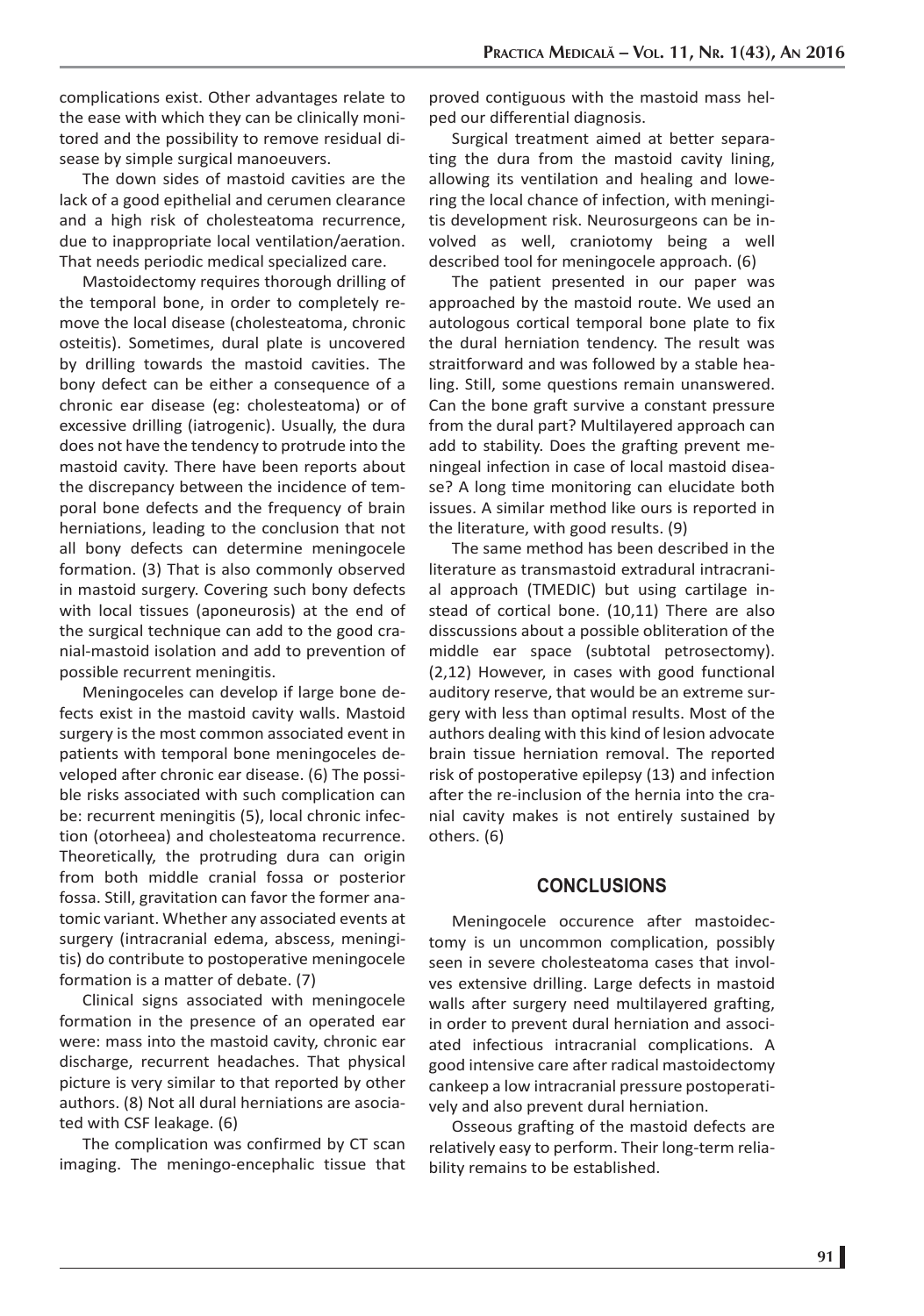complications exist. Other advantages relate to the ease with which they can be clinically monitored and the possibility to remove residual disease by simple surgical manoeuvers.

The down sides of mastoid cavities are the lack of a good epithelial and cerumen clearance and a high risk of cholesteatoma recurrence, due to inappropriate local ventilation/aeration. That needs periodic medical specialized care.

Mastoidectomy requires thorough drilling of the temporal bone, in order to completely remove the local disease (cholesteatoma, chronic osteitis). Sometimes, dural plate is uncovered by drilling towards the mastoid cavities. The bony defect can be either a consequence of a chronic ear disease (eg: cholesteatoma) or of excessive drilling (iatrogenic). Usually, the dura does not have the tendency to protrude into the mastoid cavity. There have been reports about the discrepancy between the incidence of temporal bone defects and the frequency of brain herniations, leading to the conclusion that not all bony defects can determine meningocele formation. (3) That is also commonly observed in mastoid surgery. Covering such bony defects with local tissues (aponeurosis) at the end of the surgical technique can add to the good cranial-mastoid isolation and add to prevention of possible recurrent meningitis.

Meningoceles can develop if large bone defects exist in the mastoid cavity walls. Mastoid surgery is the most common associated event in patients with temporal bone meningoceles developed after chronic ear disease. (6) The possible risks associated with such complication can be: recurrent meningitis (5), local chronic infection (otorheea) and cholesteatoma recurrence. Theoretically, the protruding dura can origin from both middle cranial fossa or posterior fossa. Still, gravitation can favor the former anatomic variant. Whether any associated events at surgery (intracranial edema, abscess, meningitis) do contribute to postoperative meningocele formation is a matter of debate. (7)

Clinical signs associated with meningocele formation in the presence of an operated ear were: mass into the mastoid cavity, chronic ear discharge, recurrent headaches. That physical picture is very similar to that reported by other authors. (8) Not all dural herniations are asociated with CSF leakage. (6)

The complication was confirmed by CT scan imaging. The meningo-encephalic tissue that proved contiguous with the mastoid mass helped our differential diagnosis.

Surgical treatment aimed at better separating the dura from the mastoid cavity lining, allowing its ventilation and healing and lowering the local chance of infection, with meningitis development risk. Neurosurgeons can be involved as well, craniotomy being a well described tool for meningocele approach. (6)

The patient presented in our paper was approached by the mastoid route. We used an autologous cortical temporal bone plate to fix the dural herniation tendency. The result was straitforward and was followed by a stable healing. Still, some questions remain unanswered. Can the bone graft survive a constant pressure from the dural part? Multilayered approach can add to stability. Does the grafting prevent meningeal infection in case of local mastoid disease? A long time monitoring can elucidate both issues. A similar method like ours is reported in the literature, with good results. (9)

The same method has been described in the literature as transmastoid extradural intracranial approach (TMEDIC) but using cartilage instead of cortical bone. (10,11) There are also disscussions about a possible obliteration of the middle ear space (subtotal petrosectomy). (2,12) However, in cases with good functional auditory reserve, that would be an extreme surgery with less than optimal results. Most of the authors dealing with this kind of lesion advocate brain tissue herniation removal. The reported risk of postoperative epilepsy (13) and infection after the re-inclusion of the hernia into the cranial cavity makes is not entirely sustained by others. (6)

## CONCLUSIONS

Meningocele occurence after mastoidectomy is un uncommon complication, possibly seen in severe cholesteatoma cases that involves extensive drilling. Large defects in mastoid walls after surgery need multilayered grafting, in order to prevent dural herniation and associated infectious intracranial complications. A good intensive care after radical mastoidectomy cankeep a low intracranial pressure postoperatively and also prevent dural herniation.

Osseous grafting of the mastoid defects are relatively easy to perform. Their long-term reliability remains to be established.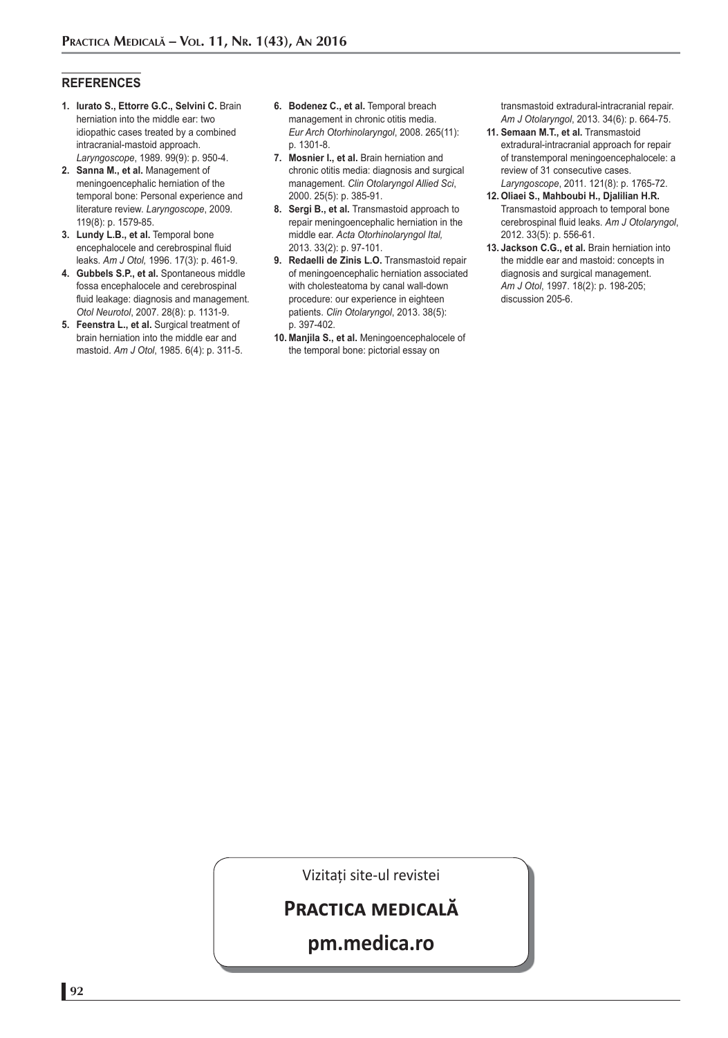## REFERENCES

1. **Iurato S., Ettorre G.C., Selvini C.** Brain herniation into the middle ear: two idiopathic cases treated by a combined intracranial-mastoid approach. *Laryngoscope*, 1989. 99(9): p. 950-4.
2. **Sanna M., et al.** Management of meningoencephalic herniation of the temporal bone: Personal experience and literature review. *Laryngoscope*, 2009. 119(8): p. 1579-85.
3. **Lundy L.B., et al.** Temporal bone encephalocele and cerebrospinal fluid leaks. *Am J Otol,* 1996. 17(3): p. 461-9.
4. **Gubbels S.P., et al.** Spontaneous middle fossa encephalocele and cerebrospinal fluid leakage: diagnosis and management. *Otol Neurotol*, 2007. 28(8): p. 1131-9.
5. **Feenstra L., et al.** Surgical treatment of brain herniation into the middle ear and mastoid. *Am J Otol*, 1985. 6(4): p. 311-5.
6. **Bodenez C., et al.** Temporal breach management in chronic otitis media. *Eur Arch Otorhinolaryngol*, 2008. 265(11): p. 1301-8.
7. **Mosnier I., et al.** Brain herniation and chronic otitis media: diagnosis and surgical management. *Clin Otolaryngol Allied Sci*, 2000. 25(5): p. 385-91.
8. **Sergi B., et al.** Transmastoid approach to repair meningoencephalic herniation in the middle ear. *Acta Otorhinolaryngol Ital,* 2013. 33(2): p. 97-101.
9. **Redaelli de Zinis L.O.** Transmastoid repair of meningoencephalic herniation associated with cholesteatoma by canal wall-down procedure: our experience in eighteen patients. *Clin Otolaryngol*, 2013. 38(5): p. 397-402.
10. **Manjila S., et al.** Meningoencephalocele of the temporal bone: pictorial essay on transmastoid extradural-intracranial repair. *Am J Otolaryngol*, 2013. 34(6): p. 664-75.
11. **Semaan M.T., et al.** Transmastoid extradural-intracranial approach for repair of transtemporal meningoencephalocele: a review of 31 consecutive cases. *Laryngoscope*, 2011. 121(8): p. 1765-72.
12. **Oliaei S., Mahboubi H., Djalilian H.R.** Transmastoid approach to temporal bone cerebrospinal fluid leaks. *Am J Otolaryngol*, 2012. 33(5): p. 556-61.
13. **Jackson C.G., et al.** Brain herniation into the middle ear and mastoid: concepts in diagnosis and surgical management. *Am J Otol*, 1997. 18(2): p. 198-205; discussion 205-6.

Vizitați site-ul revistei

**PRACTICA MEDICALĂ**

**pm.medica.ro**